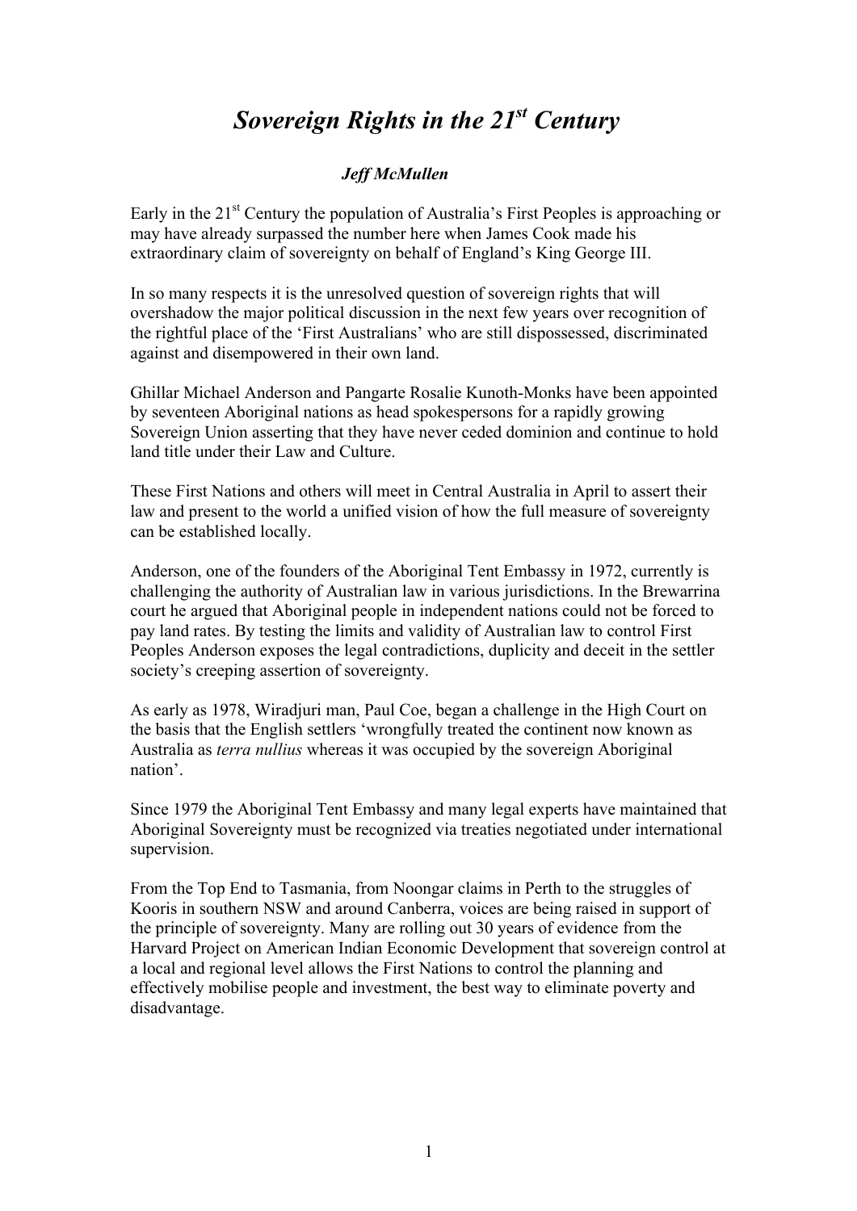# *Sovereign Rights in the 21st Century*

***Jeff McMullen***

Early in the 21st Century the population of Australia's First Peoples is approaching or may have already surpassed the number here when James Cook made his extraordinary claim of sovereignty on behalf of England's King George III.

In so many respects it is the unresolved question of sovereign rights that will overshadow the major political discussion in the next few years over recognition of the rightful place of the 'First Australians' who are still dispossessed, discriminated against and disempowered in their own land.

Ghillar Michael Anderson and Pangarte Rosalie Kunoth-Monks have been appointed by seventeen Aboriginal nations as head spokespersons for a rapidly growing Sovereign Union asserting that they have never ceded dominion and continue to hold land title under their Law and Culture.

These First Nations and others will meet in Central Australia in April to assert their law and present to the world a unified vision of how the full measure of sovereignty can be established locally.

Anderson, one of the founders of the Aboriginal Tent Embassy in 1972, currently is challenging the authority of Australian law in various jurisdictions. In the Brewarrina court he argued that Aboriginal people in independent nations could not be forced to pay land rates. By testing the limits and validity of Australian law to control First Peoples Anderson exposes the legal contradictions, duplicity and deceit in the settler society's creeping assertion of sovereignty.

As early as 1978, Wiradjuri man, Paul Coe, began a challenge in the High Court on the basis that the English settlers 'wrongfully treated the continent now known as Australia as *terra nullius* whereas it was occupied by the sovereign Aboriginal nation'.

Since 1979 the Aboriginal Tent Embassy and many legal experts have maintained that Aboriginal Sovereignty must be recognized via treaties negotiated under international supervision.

From the Top End to Tasmania, from Noongar claims in Perth to the struggles of Kooris in southern NSW and around Canberra, voices are being raised in support of the principle of sovereignty. Many are rolling out 30 years of evidence from the Harvard Project on American Indian Economic Development that sovereign control at a local and regional level allows the First Nations to control the planning and effectively mobilise people and investment, the best way to eliminate poverty and disadvantage.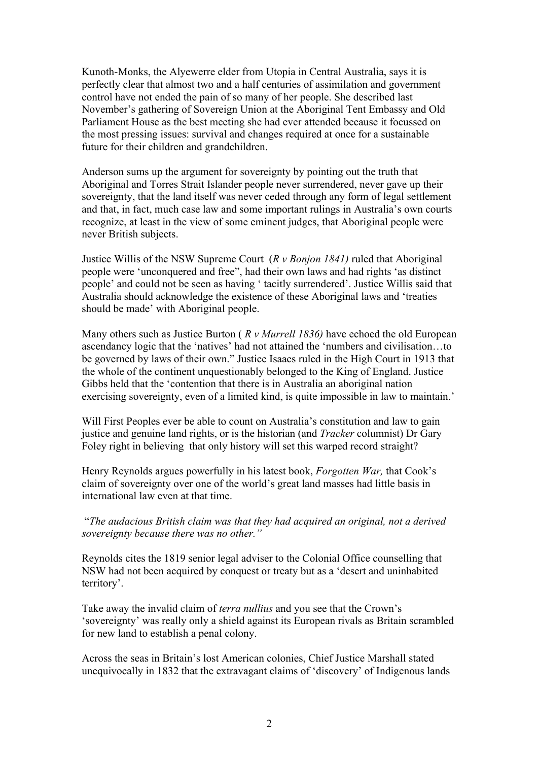Kunoth-Monks, the Alyewerre elder from Utopia in Central Australia, says it is perfectly clear that almost two and a half centuries of assimilation and government control have not ended the pain of so many of her people. She described last November's gathering of Sovereign Union at the Aboriginal Tent Embassy and Old Parliament House as the best meeting she had ever attended because it focussed on the most pressing issues: survival and changes required at once for a sustainable future for their children and grandchildren.

Anderson sums up the argument for sovereignty by pointing out the truth that Aboriginal and Torres Strait Islander people never surrendered, never gave up their sovereignty, that the land itself was never ceded through any form of legal settlement and that, in fact, much case law and some important rulings in Australia's own courts recognize, at least in the view of some eminent judges, that Aboriginal people were never British subjects.

Justice Willis of the NSW Supreme Court (*R v Bonjon 1841)* ruled that Aboriginal people were 'unconquered and free", had their own laws and had rights 'as distinct people' and could not be seen as having ' tacitly surrendered'. Justice Willis said that Australia should acknowledge the existence of these Aboriginal laws and 'treaties should be made' with Aboriginal people.

Many others such as Justice Burton ( *R v Murrell 1836)* have echoed the old European ascendancy logic that the 'natives' had not attained the 'numbers and civilisation…to be governed by laws of their own." Justice Isaacs ruled in the High Court in 1913 that the whole of the continent unquestionably belonged to the King of England. Justice Gibbs held that the 'contention that there is in Australia an aboriginal nation exercising sovereignty, even of a limited kind, is quite impossible in law to maintain.'

Will First Peoples ever be able to count on Australia's constitution and law to gain justice and genuine land rights, or is the historian (and *Tracker* columnist) Dr Gary Foley right in believing that only history will set this warped record straight?

Henry Reynolds argues powerfully in his latest book, *Forgotten War,* that Cook's claim of sovereignty over one of the world's great land masses had little basis in international law even at that time.

"*The audacious British claim was that they had acquired an original, not a derived sovereignty because there was no other."*

Reynolds cites the 1819 senior legal adviser to the Colonial Office counselling that NSW had not been acquired by conquest or treaty but as a 'desert and uninhabited territory'.

Take away the invalid claim of *terra nullius* and you see that the Crown's 'sovereignty' was really only a shield against its European rivals as Britain scrambled for new land to establish a penal colony.

Across the seas in Britain's lost American colonies, Chief Justice Marshall stated unequivocally in 1832 that the extravagant claims of 'discovery' of Indigenous lands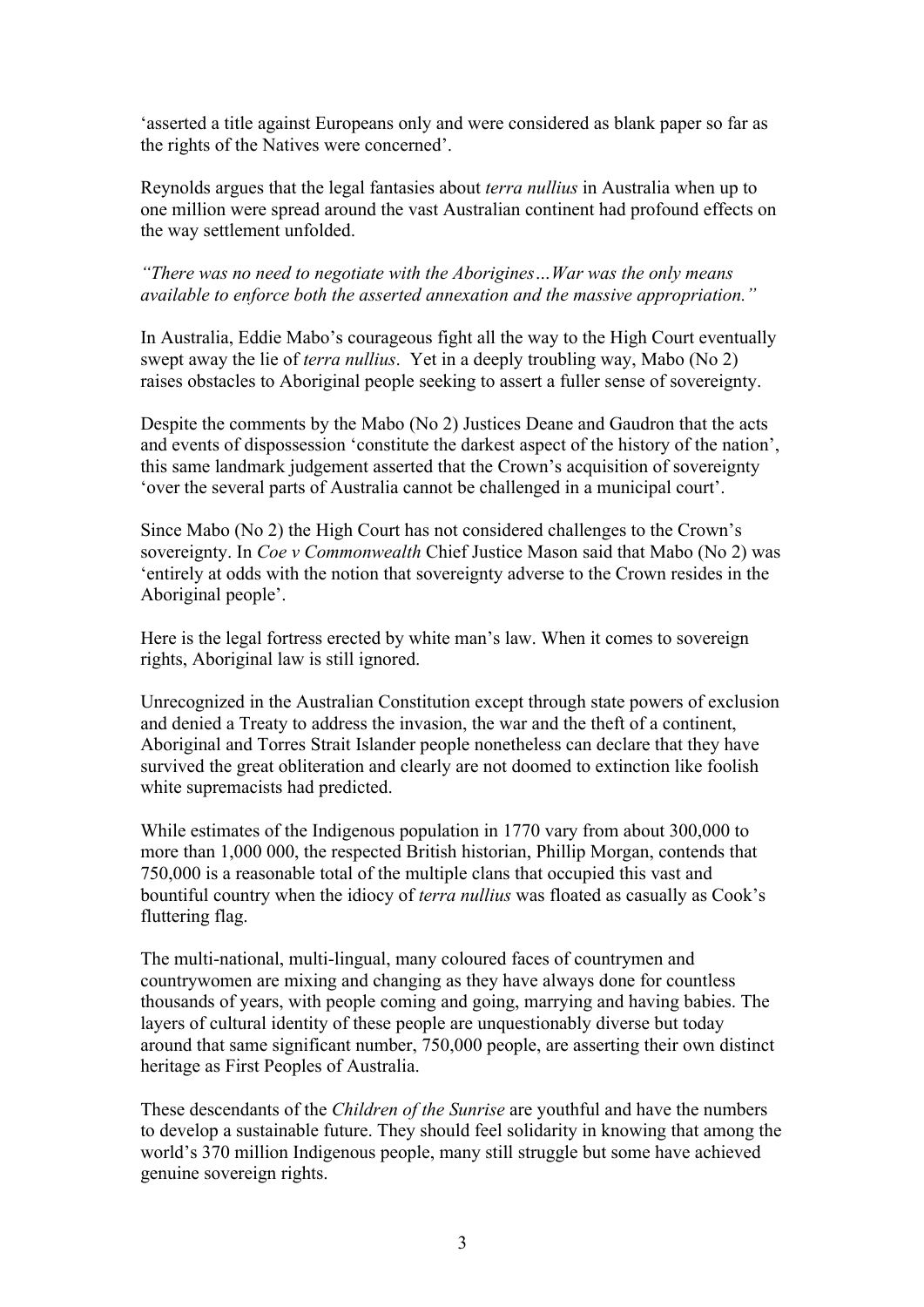'asserted a title against Europeans only and were considered as blank paper so far as the rights of the Natives were concerned'.

Reynolds argues that the legal fantasies about *terra nullius* in Australia when up to one million were spread around the vast Australian continent had profound effects on the way settlement unfolded.

*"There was no need to negotiate with the Aborigines…War was the only means available to enforce both the asserted annexation and the massive appropriation."*

In Australia, Eddie Mabo's courageous fight all the way to the High Court eventually swept away the lie of *terra nullius*. Yet in a deeply troubling way, Mabo (No 2) raises obstacles to Aboriginal people seeking to assert a fuller sense of sovereignty.

Despite the comments by the Mabo (No 2) Justices Deane and Gaudron that the acts and events of dispossession 'constitute the darkest aspect of the history of the nation', this same landmark judgement asserted that the Crown's acquisition of sovereignty 'over the several parts of Australia cannot be challenged in a municipal court'.

Since Mabo (No 2) the High Court has not considered challenges to the Crown's sovereignty. In *Coe v Commonwealth* Chief Justice Mason said that Mabo (No 2) was 'entirely at odds with the notion that sovereignty adverse to the Crown resides in the Aboriginal people'.

Here is the legal fortress erected by white man's law. When it comes to sovereign rights, Aboriginal law is still ignored.

Unrecognized in the Australian Constitution except through state powers of exclusion and denied a Treaty to address the invasion, the war and the theft of a continent, Aboriginal and Torres Strait Islander people nonetheless can declare that they have survived the great obliteration and clearly are not doomed to extinction like foolish white supremacists had predicted.

While estimates of the Indigenous population in 1770 vary from about 300,000 to more than 1,000 000, the respected British historian, Phillip Morgan, contends that 750,000 is a reasonable total of the multiple clans that occupied this vast and bountiful country when the idiocy of *terra nullius* was floated as casually as Cook's fluttering flag.

The multi-national, multi-lingual, many coloured faces of countrymen and countrywomen are mixing and changing as they have always done for countless thousands of years, with people coming and going, marrying and having babies. The layers of cultural identity of these people are unquestionably diverse but today around that same significant number, 750,000 people, are asserting their own distinct heritage as First Peoples of Australia.

These descendants of the *Children of the Sunrise* are youthful and have the numbers to develop a sustainable future. They should feel solidarity in knowing that among the world's 370 million Indigenous people, many still struggle but some have achieved genuine sovereign rights.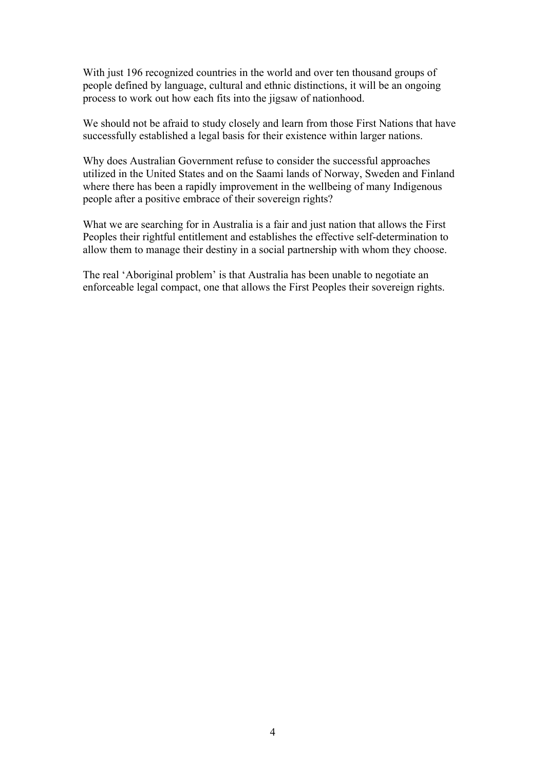With just 196 recognized countries in the world and over ten thousand groups of people defined by language, cultural and ethnic distinctions, it will be an ongoing process to work out how each fits into the jigsaw of nationhood.

We should not be afraid to study closely and learn from those First Nations that have successfully established a legal basis for their existence within larger nations.

Why does Australian Government refuse to consider the successful approaches utilized in the United States and on the Saami lands of Norway, Sweden and Finland where there has been a rapidly improvement in the wellbeing of many Indigenous people after a positive embrace of their sovereign rights?

What we are searching for in Australia is a fair and just nation that allows the First Peoples their rightful entitlement and establishes the effective self-determination to allow them to manage their destiny in a social partnership with whom they choose.

The real 'Aboriginal problem' is that Australia has been unable to negotiate an enforceable legal compact, one that allows the First Peoples their sovereign rights.